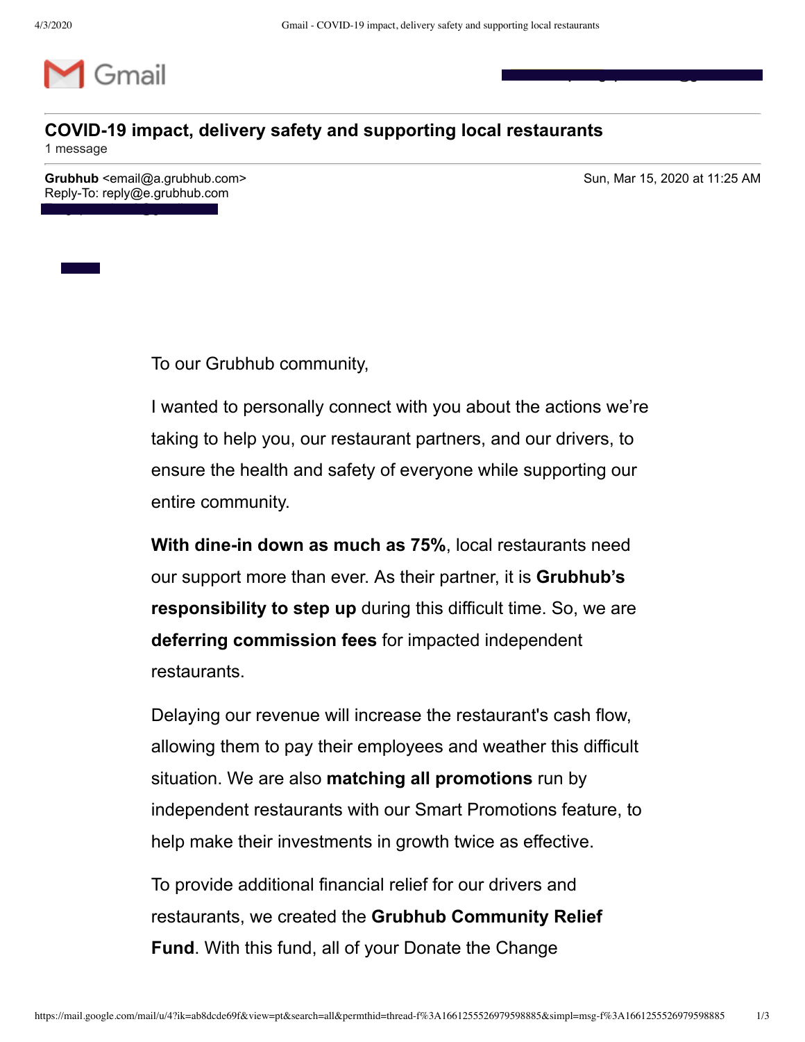Gmail

# COVID-19 impact, delivery safety and supporting local restaurants

1 message

**Grubhub** <email@a.grubhub.com>
Reply-To: reply@e.grubhub.com

Sun, Mar 15, 2020 at 11:25 AM

To our Grubhub community,

I wanted to personally connect with you about the actions we're taking to help you, our restaurant partners, and our drivers, to ensure the health and safety of everyone while supporting our entire community.

**With dine-in down as much as 75%**, local restaurants need our support more than ever. As their partner, it is **Grubhub's responsibility to step up** during this difficult time. So, we are **deferring commission fees** for impacted independent restaurants.

Delaying our revenue will increase the restaurant's cash flow, allowing them to pay their employees and weather this difficult situation. We are also **matching all promotions** run by independent restaurants with our Smart Promotions feature, to help make their investments in growth twice as effective.

To provide additional financial relief for our drivers and restaurants, we created the **Grubhub Community Relief Fund**. With this fund, all of your Donate the Change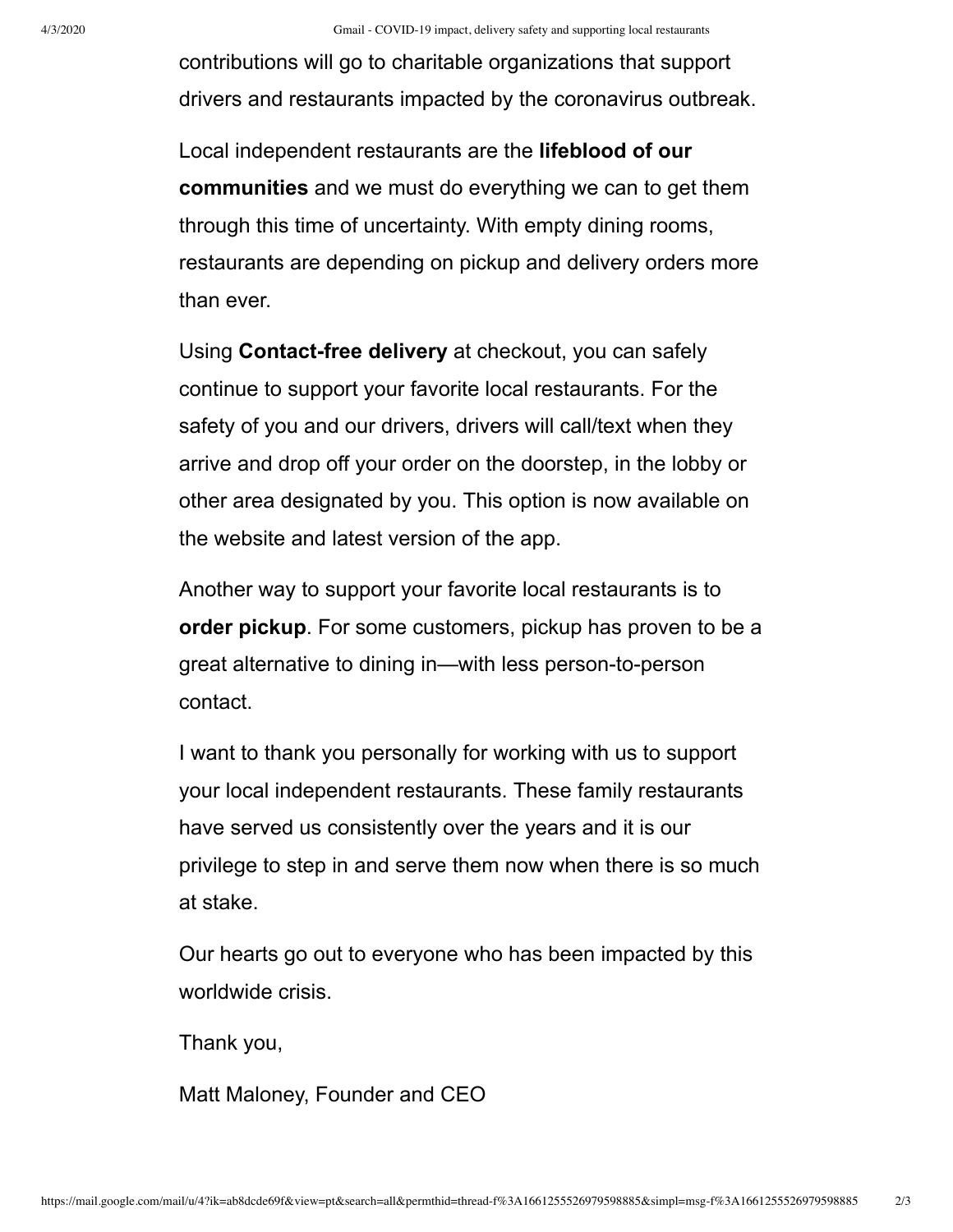contributions will go to charitable organizations that support drivers and restaurants impacted by the coronavirus outbreak.

Local independent restaurants are the **lifeblood of our communities** and we must do everything we can to get them through this time of uncertainty. With empty dining rooms, restaurants are depending on pickup and delivery orders more than ever.

Using **Contact-free delivery** at checkout, you can safely continue to support your favorite local restaurants. For the safety of you and our drivers, drivers will call/text when they arrive and drop off your order on the doorstep, in the lobby or other area designated by you. This option is now available on the website and latest version of the app.

Another way to support your favorite local restaurants is to **order pickup**. For some customers, pickup has proven to be a great alternative to dining in—with less person-to-person contact.

I want to thank you personally for working with us to support your local independent restaurants. These family restaurants have served us consistently over the years and it is our privilege to step in and serve them now when there is so much at stake.

Our hearts go out to everyone who has been impacted by this worldwide crisis.

Thank you,

Matt Maloney, Founder and CEO